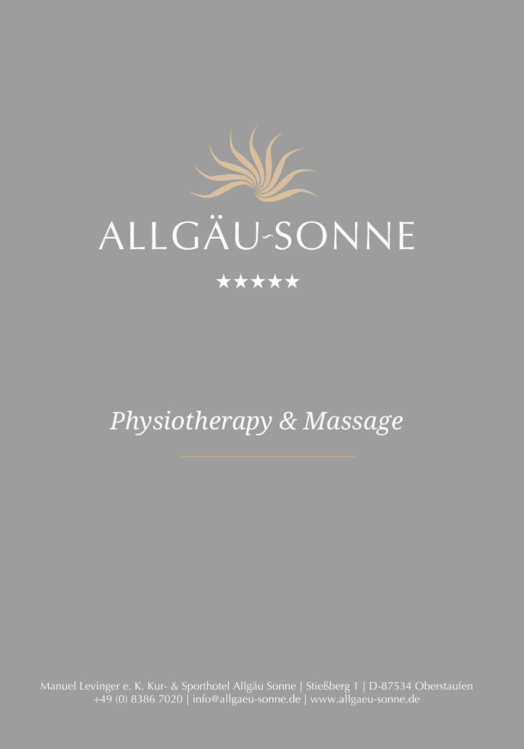# ALLGÄU-SONNE

★★★★★

## *Physiotherapy & Massage*

Manuel Levinger e. K. Kur- & Sporthotel Allgäu Sonne | Stießberg 1 | D-87534 Oberstaufen
+49 (0) 8386 7020 | info@allgaeu-sonne.de | www.allgaeu-sonne.de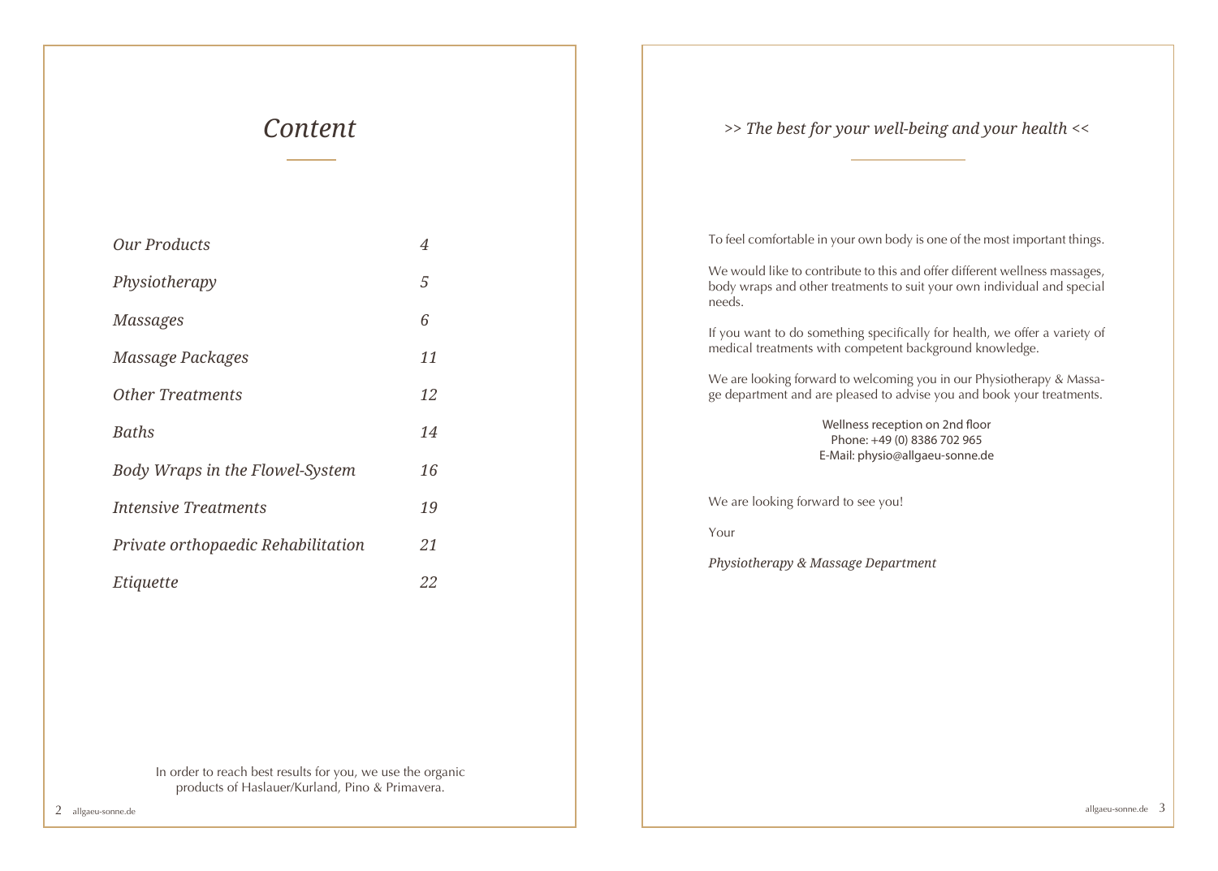# *Content*

| | |
|---|---|
| *Our Products* | *4* |
| *Physiotherapy* | *5* |
| *Massages* | *6* |
| *Massage Packages* | *11* |
| *Other Treatments* | *12* |
| *Baths* | *14* |
| *Body Wraps in the Flowel-System* | *16* |
| *Intensive Treatments* | *19* |
| *Private orthopaedic Rehabilitation* | *21* |
| *Etiquette* | *22* |

In order to reach best results for you, we use the organic products of Haslauer/Kurland, Pino & Primavera.

## *>> The best for your well-being and your health <<*

To feel comfortable in your own body is one of the most important things.

We would like to contribute to this and offer different wellness massages, body wraps and other treatments to suit your own individual and special needs.

If you want to do something specifically for health, we offer a variety of medical treatments with competent background knowledge.

We are looking forward to welcoming you in our Physiotherapy & Massage department and are pleased to advise you and book your treatments.

Wellness reception on 2nd floor
Phone: +49 (0) 8386 702 965
E-Mail: physio@allgaeu-sonne.de

We are looking forward to see you!

Your

*Physiotherapy & Massage Department*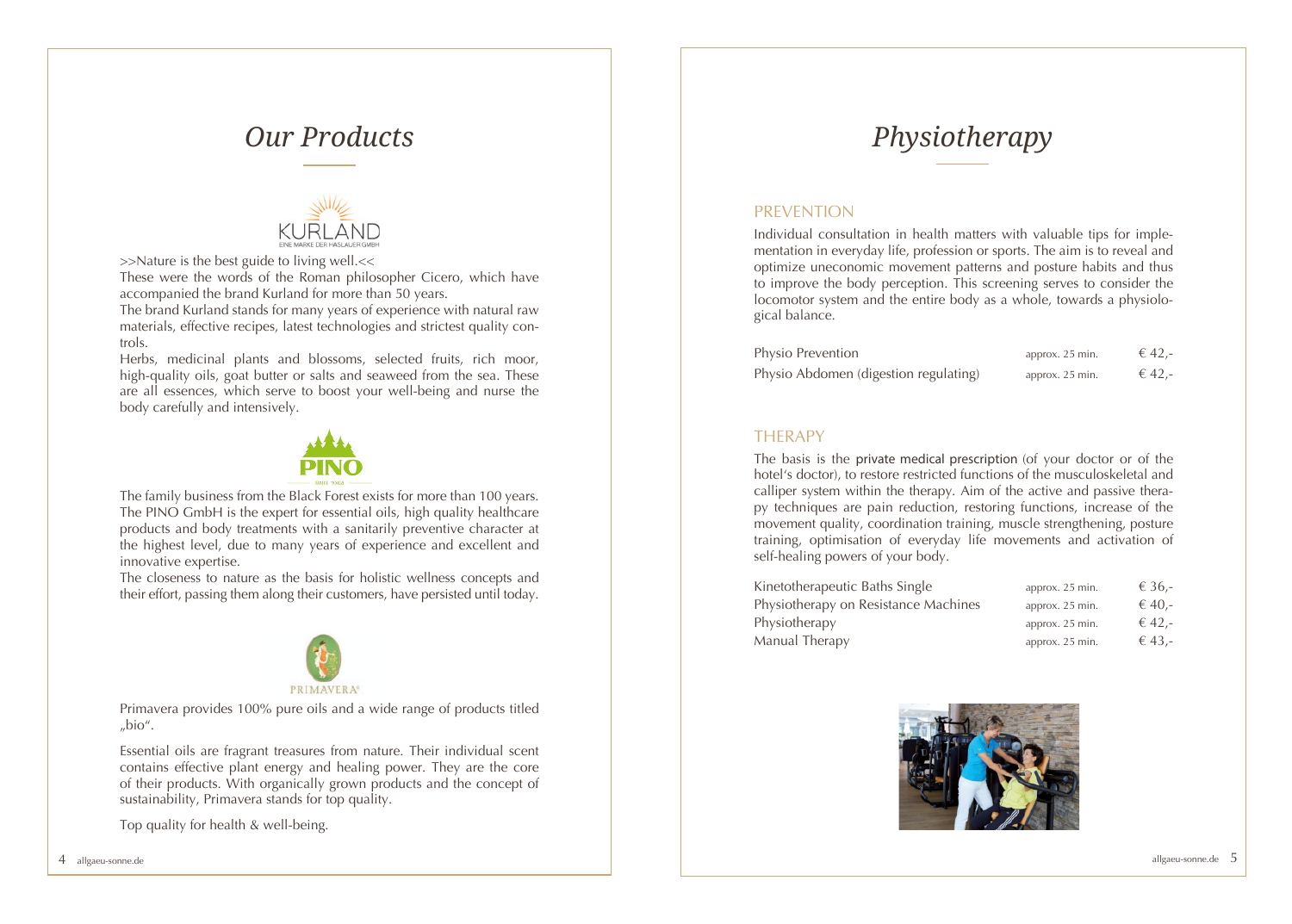# Our Products

>>Nature is the best guide to living well.<<

These were the words of the Roman philosopher Cicero, which have accompanied the brand Kurland for more than 50 years.

The brand Kurland stands for many years of experience with natural raw materials, effective recipes, latest technologies and strictest quality controls.

Herbs, medicinal plants and blossoms, selected fruits, rich moor, high-quality oils, goat butter or salts and seaweed from the sea. These are all essences, which serve to boost your well-being and nurse the body carefully and intensively.

The family business from the Black Forest exists for more than 100 years. The PINO GmbH is the expert for essential oils, high quality healthcare products and body treatments with a sanitarily preventive character at the highest level, due to many years of experience and excellent and innovative expertise.

The closeness to nature as the basis for holistic wellness concepts and their effort, passing them along their customers, have persisted until today.

Primavera provides 100% pure oils and a wide range of products titled „bio".

Essential oils are fragrant treasures from nature. Their individual scent contains effective plant energy and healing power. They are the core of their products. With organically grown products and the concept of sustainability, Primavera stands for top quality.

Top quality for health & well-being.

# Physiotherapy

## PREVENTION

Individual consultation in health matters with valuable tips for implementation in everyday life, profession or sports. The aim is to reveal and optimize uneconomic movement patterns and posture habits and thus to improve the body perception. This screening serves to consider the locomotor system and the entire body as a whole, towards a physiological balance.

| Treatment | Duration | Price |
|---|---|---|
| Physio Prevention | approx. 25 min. | € 42,- |
| Physio Abdomen (digestion regulating) | approx. 25 min. | € 42,- |

## THERAPY

The basis is the private medical prescription (of your doctor or of the hotel's doctor), to restore restricted functions of the musculoskeletal and calliper system within the therapy. Aim of the active and passive therapy techniques are pain reduction, restoring functions, increase of the movement quality, coordination training, muscle strengthening, posture training, optimisation of everyday life movements and activation of self-healing powers of your body.

| Treatment | Duration | Price |
|---|---|---|
| Kinetotherapeutic Baths Single | approx. 25 min. | € 36,- |
| Physiotherapy on Resistance Machines | approx. 25 min. | € 40,- |
| Physiotherapy | approx. 25 min. | € 42,- |
| Manual Therapy | approx. 25 min. | € 43,- |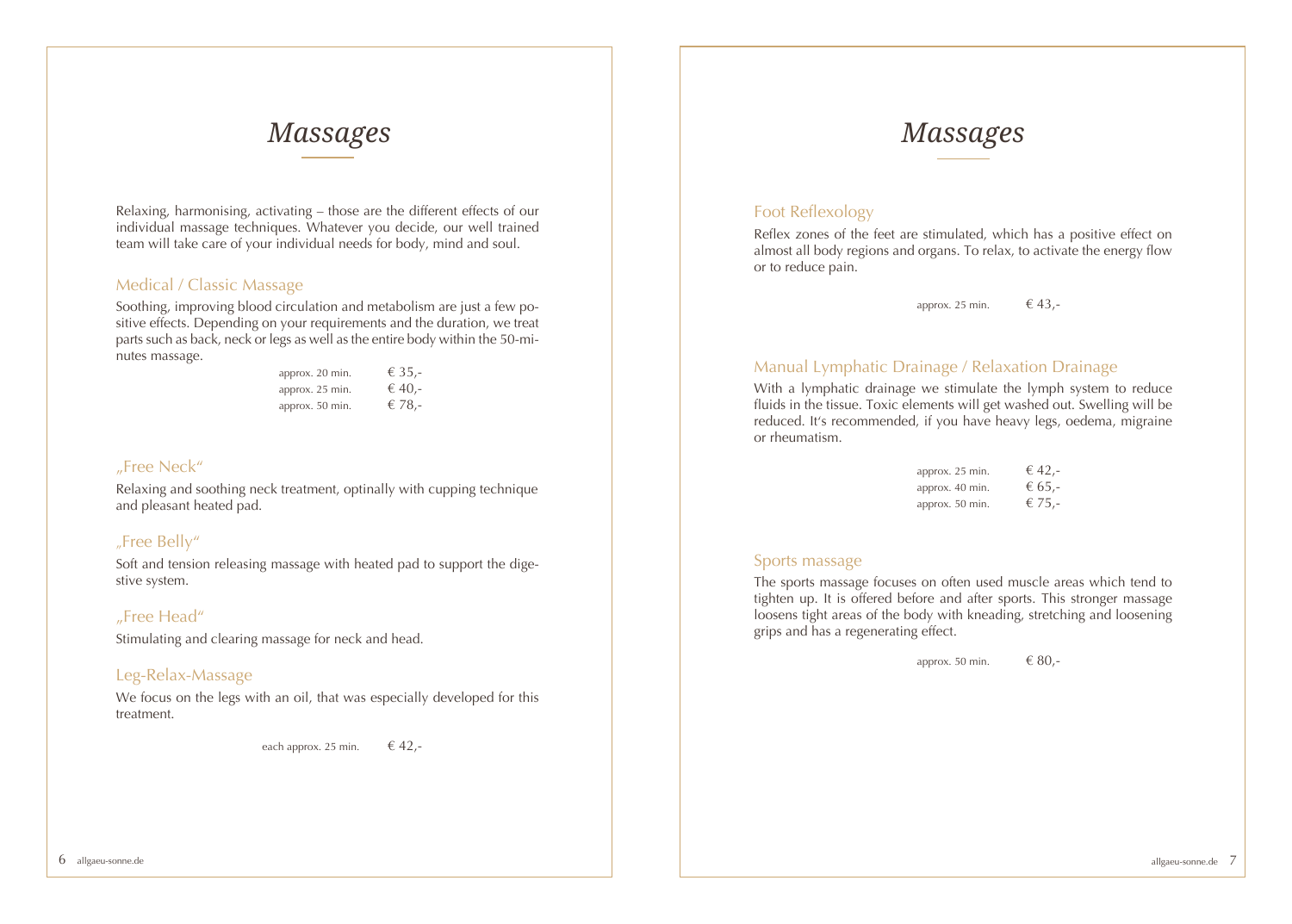# *Massages*

Relaxing, harmonising, activating – those are the different effects of our individual massage techniques. Whatever you decide, our well trained team will take care of your individual needs for body, mind and soul.

## Medical / Classic Massage

Soothing, improving blood circulation and metabolism are just a few positive effects. Depending on your requirements and the duration, we treat parts such as back, neck or legs as well as the entire body within the 50-minutes massage.

| | |
|---|---|
| approx. 20 min. | € 35,- |
| approx. 25 min. | € 40,- |
| approx. 50 min. | € 78,- |

## „Free Neck"

Relaxing and soothing neck treatment, optinally with cupping technique and pleasant heated pad.

## „Free Belly"

Soft and tension releasing massage with heated pad to support the digestive system.

## „Free Head"

Stimulating and clearing massage for neck and head.

## Leg-Relax-Massage

We focus on the legs with an oil, that was especially developed for this treatment.

each approx. 25 min. € 42,-

# *Massages*

## Foot Reflexology

Reflex zones of the feet are stimulated, which has a positive effect on almost all body regions and organs. To relax, to activate the energy flow or to reduce pain.

approx. 25 min. € 43,-

## Manual Lymphatic Drainage / Relaxation Drainage

With a lymphatic drainage we stimulate the lymph system to reduce fluids in the tissue. Toxic elements will get washed out. Swelling will be reduced. It's recommended, if you have heavy legs, oedema, migraine or rheumatism.

| | |
|---|---|
| approx. 25 min. | € 42,- |
| approx. 40 min. | € 65,- |
| approx. 50 min. | € 75,- |

## Sports massage

The sports massage focuses on often used muscle areas which tend to tighten up. It is offered before and after sports. This stronger massage loosens tight areas of the body with kneading, stretching and loosening grips and has a regenerating effect.

approx. 50 min. € 80,-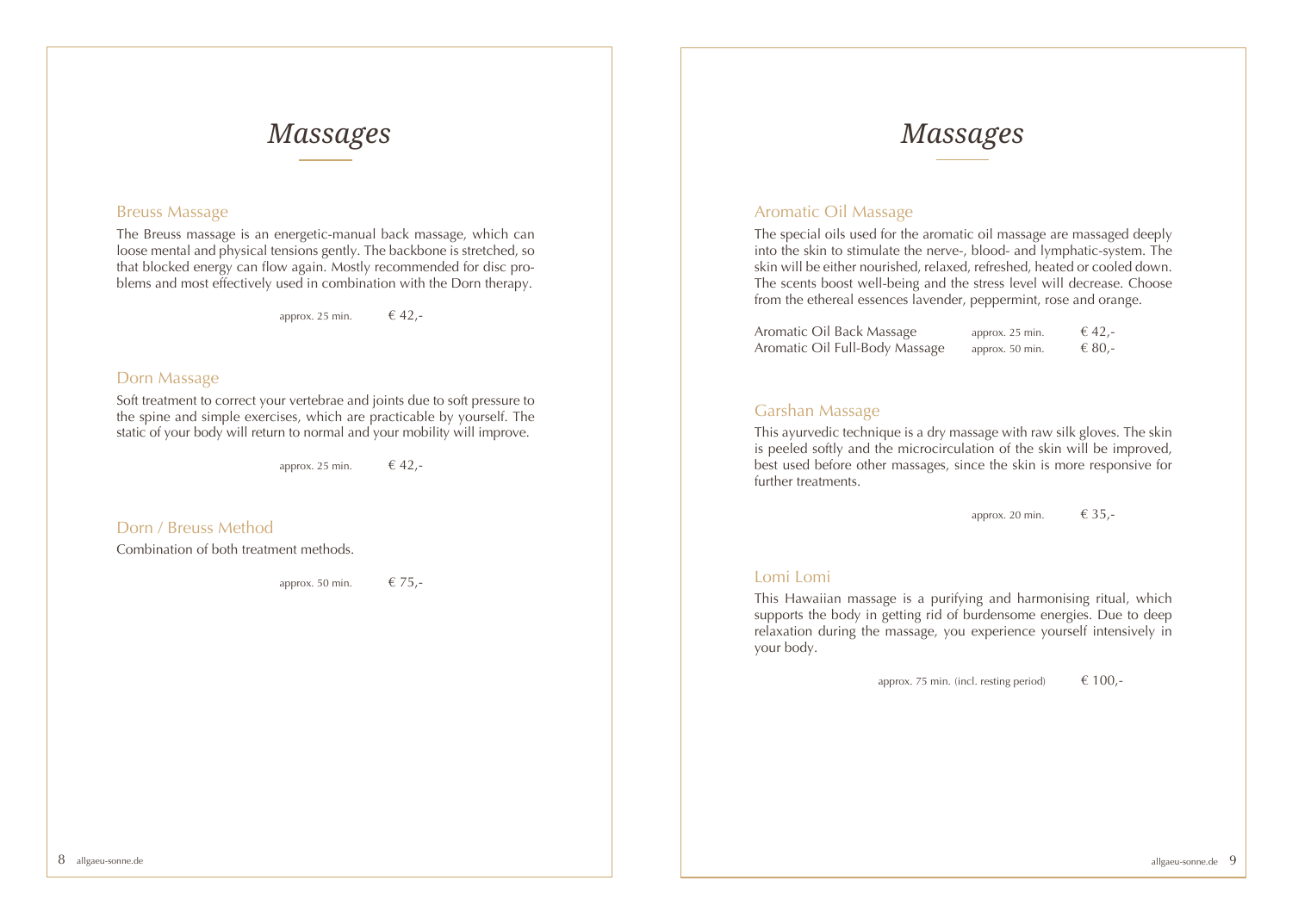# *Massages*

## Breuss Massage

The Breuss massage is an energetic-manual back massage, which can loose mental and physical tensions gently. The backbone is stretched, so that blocked energy can flow again. Mostly recommended for disc problems and most effectively used in combination with the Dorn therapy.

approx. 25 min. € 42,-

## Dorn Massage

Soft treatment to correct your vertebrae and joints due to soft pressure to the spine and simple exercises, which are practicable by yourself. The static of your body will return to normal and your mobility will improve.

approx. 25 min. € 42,-

## Dorn / Breuss Method

Combination of both treatment methods.

approx. 50 min. € 75,-

# *Massages*

## Aromatic Oil Massage

The special oils used for the aromatic oil massage are massaged deeply into the skin to stimulate the nerve-, blood- and lymphatic-system. The skin will be either nourished, relaxed, refreshed, heated or cooled down. The scents boost well-being and the stress level will decrease. Choose from the ethereal essences lavender, peppermint, rose and orange.

| | | |
|---|---|---|
| Aromatic Oil Back Massage | approx. 25 min. | € 42,- |
| Aromatic Oil Full-Body Massage | approx. 50 min. | € 80,- |

## Garshan Massage

This ayurvedic technique is a dry massage with raw silk gloves. The skin is peeled softly and the microcirculation of the skin will be improved, best used before other massages, since the skin is more responsive for further treatments.

approx. 20 min. € 35,-

## Lomi Lomi

This Hawaiian massage is a purifying and harmonising ritual, which supports the body in getting rid of burdensome energies. Due to deep relaxation during the massage, you experience yourself intensively in your body.

approx. 75 min. (incl. resting period) € 100,-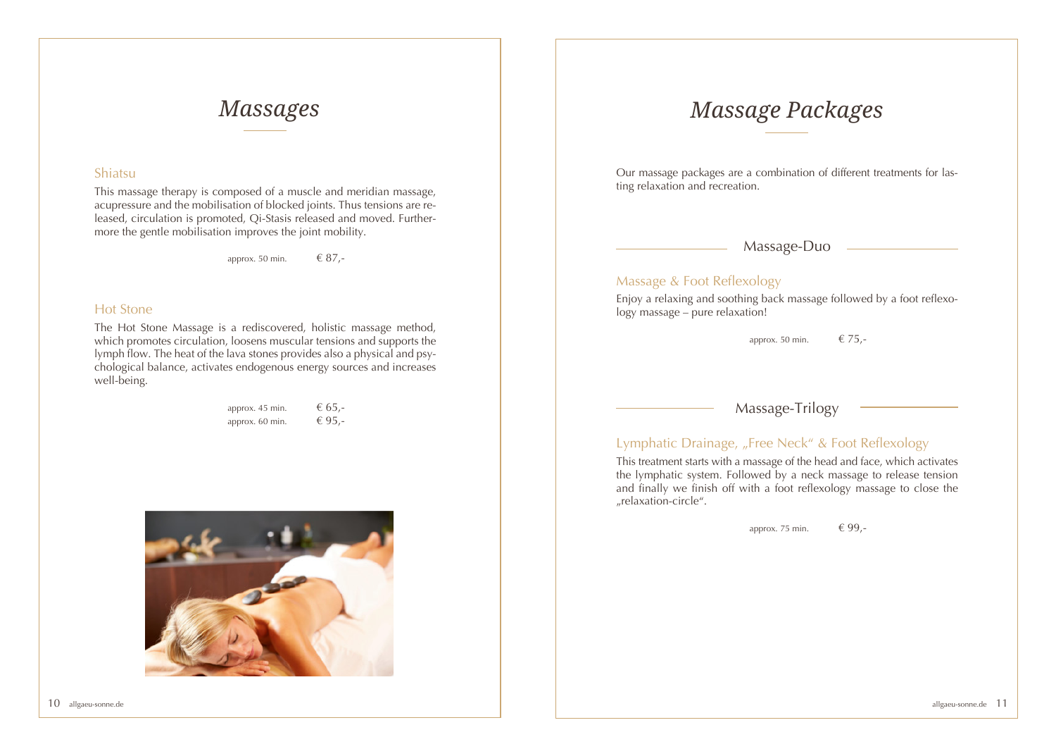# *Massages*

### Shiatsu

This massage therapy is composed of a muscle and meridian massage, acupressure and the mobilisation of blocked joints. Thus tensions are released, circulation is promoted, Qi-Stasis released and moved. Furthermore the gentle mobilisation improves the joint mobility.

approx. 50 min. € 87,-

### Hot Stone

The Hot Stone Massage is a rediscovered, holistic massage method, which promotes circulation, loosens muscular tensions and supports the lymph flow. The heat of the lava stones provides also a physical and psychological balance, activates endogenous energy sources and increases well-being.

approx. 45 min. € 65,-
approx. 60 min. € 95,-

# *Massage Packages*

Our massage packages are a combination of different treatments for lasting relaxation and recreation.

## Massage-Duo

### Massage & Foot Reflexology

Enjoy a relaxing and soothing back massage followed by a foot reflexology massage – pure relaxation!

approx. 50 min. € 75,-

## Massage-Trilogy

### Lymphatic Drainage, „Free Neck“ & Foot Reflexology

This treatment starts with a massage of the head and face, which activates the lymphatic system. Followed by a neck massage to release tension and finally we finish off with a foot reflexology massage to close the „relaxation-circle“.

approx. 75 min. € 99,-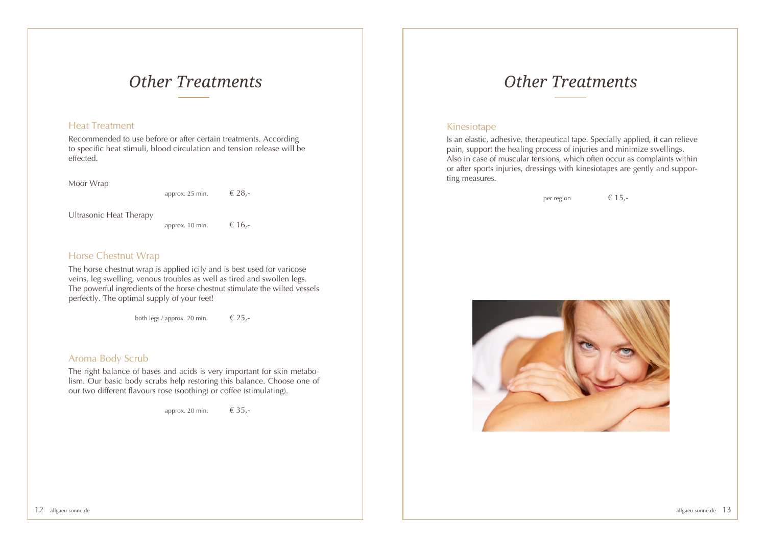# Other Treatments

## Heat Treatment

Recommended to use before or after certain treatments. According to specific heat stimuli, blood circulation and tension release will be effected.

Moor Wrap

approx. 25 min. € 28,-

Ultrasonic Heat Therapy

approx. 10 min. € 16,-

## Horse Chestnut Wrap

The horse chestnut wrap is applied icily and is best used for varicose veins, leg swelling, venous troubles as well as tired and swollen legs. The powerful ingredients of the horse chestnut stimulate the wilted vessels perfectly. The optimal supply of your feet!

both legs / approx. 20 min. € 25,-

## Aroma Body Scrub

The right balance of bases and acids is very important for skin metabolism. Our basic body scrubs help restoring this balance. Choose one of our two different flavours rose (soothing) or coffee (stimulating).

approx. 20 min. € 35,-

# Other Treatments

## Kinesiotape

Is an elastic, adhesive, therapeutical tape. Specially applied, it can relieve pain, support the healing process of injuries and minimize swellings. Also in case of muscular tensions, which often occur as complaints within or after sports injuries, dressings with kinesiotapes are gently and supporting measures.

per region € 15,-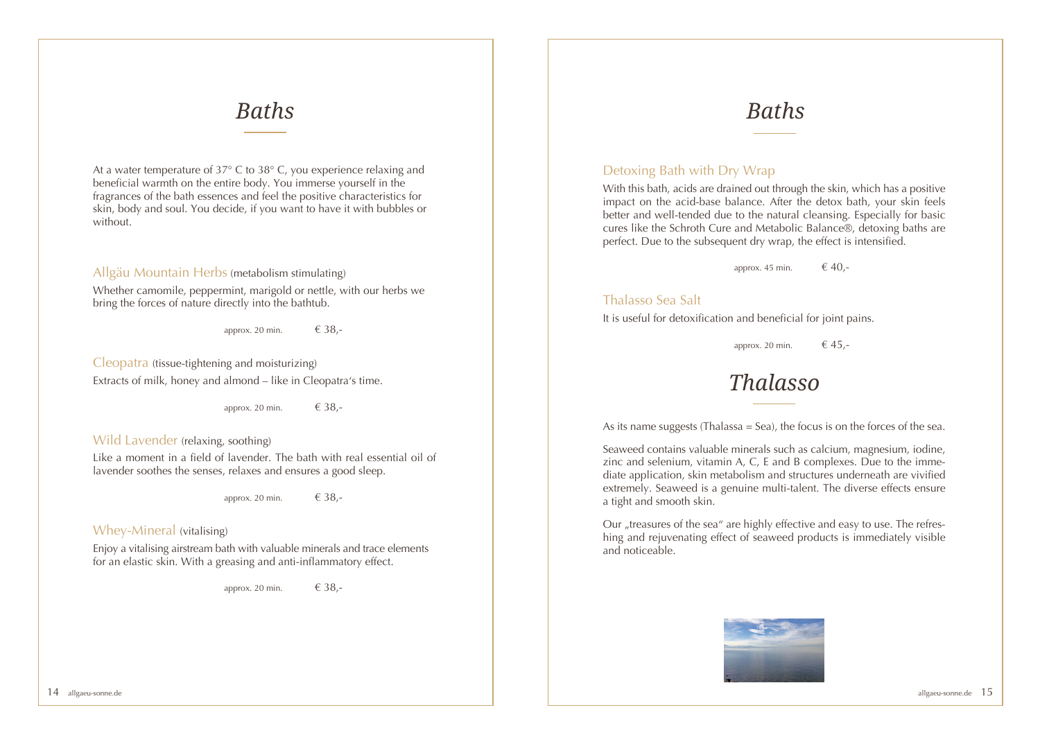# Baths

At a water temperature of 37° C to 38° C, you experience relaxing and beneficial warmth on the entire body. You immerse yourself in the fragrances of the bath essences and feel the positive characteristics for skin, body and soul. You decide, if you want to have it with bubbles or without.

### Allgäu Mountain Herbs (metabolism stimulating)

Whether camomile, peppermint, marigold or nettle, with our herbs we bring the forces of nature directly into the bathtub.

approx. 20 min. € 38,-

### Cleopatra (tissue-tightening and moisturizing)

Extracts of milk, honey and almond – like in Cleopatra's time.

approx. 20 min. € 38,-

### Wild Lavender (relaxing, soothing)

Like a moment in a field of lavender. The bath with real essential oil of lavender soothes the senses, relaxes and ensures a good sleep.

approx. 20 min. € 38,-

### Whey-Mineral (vitalising)

Enjoy a vitalising airstream bath with valuable minerals and trace elements for an elastic skin. With a greasing and anti-inflammatory effect.

approx. 20 min. € 38,-

# Baths

### Detoxing Bath with Dry Wrap

With this bath, acids are drained out through the skin, which has a positive impact on the acid-base balance. After the detox bath, your skin feels better and well-tended due to the natural cleansing. Especially for basic cures like the Schroth Cure and Metabolic Balance®, detoxing baths are perfect. Due to the subsequent dry wrap, the effect is intensified.

approx. 45 min. € 40,-

### Thalasso Sea Salt

It is useful for detoxification and beneficial for joint pains.

approx. 20 min. € 45,-

# Thalasso

As its name suggests (Thalassa = Sea), the focus is on the forces of the sea.

Seaweed contains valuable minerals such as calcium, magnesium, iodine, zinc and selenium, vitamin A, C, E and B complexes. Due to the immediate application, skin metabolism and structures underneath are vivified extremely. Seaweed is a genuine multi-talent. The diverse effects ensure a tight and smooth skin.

Our „treasures of the sea" are highly effective and easy to use. The refreshing and rejuvenating effect of seaweed products is immediately visible and noticeable.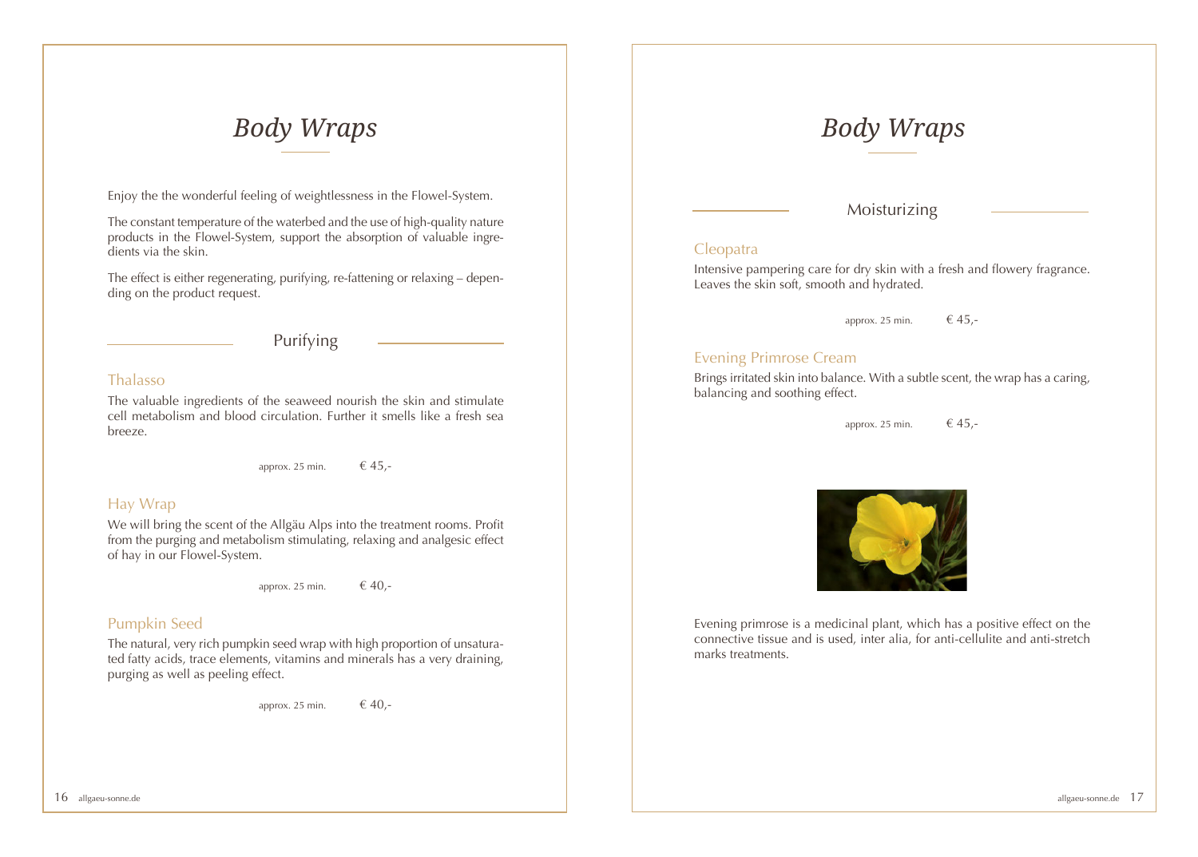# Body Wraps

Enjoy the the wonderful feeling of weightlessness in the Flowel-System.

The constant temperature of the waterbed and the use of high-quality nature products in the Flowel-System, support the absorption of valuable ingredients via the skin.

The effect is either regenerating, purifying, re-fattening or relaxing – depending on the product request.

## Purifying

### Thalasso

The valuable ingredients of the seaweed nourish the skin and stimulate cell metabolism and blood circulation. Further it smells like a fresh sea breeze.

approx. 25 min. € 45,-

### Hay Wrap

We will bring the scent of the Allgäu Alps into the treatment rooms. Profit from the purging and metabolism stimulating, relaxing and analgesic effect of hay in our Flowel-System.

approx. 25 min. € 40,-

### Pumpkin Seed

The natural, very rich pumpkin seed wrap with high proportion of unsaturated fatty acids, trace elements, vitamins and minerals has a very draining, purging as well as peeling effect.

approx. 25 min. € 40,-

# Body Wraps

## Moisturizing

### Cleopatra

Intensive pampering care for dry skin with a fresh and flowery fragrance. Leaves the skin soft, smooth and hydrated.

approx. 25 min. € 45,-

### Evening Primrose Cream

Brings irritated skin into balance. With a subtle scent, the wrap has a caring, balancing and soothing effect.

approx. 25 min. € 45,-

Evening primrose is a medicinal plant, which has a positive effect on the connective tissue and is used, inter alia, for anti-cellulite and anti-stretch marks treatments.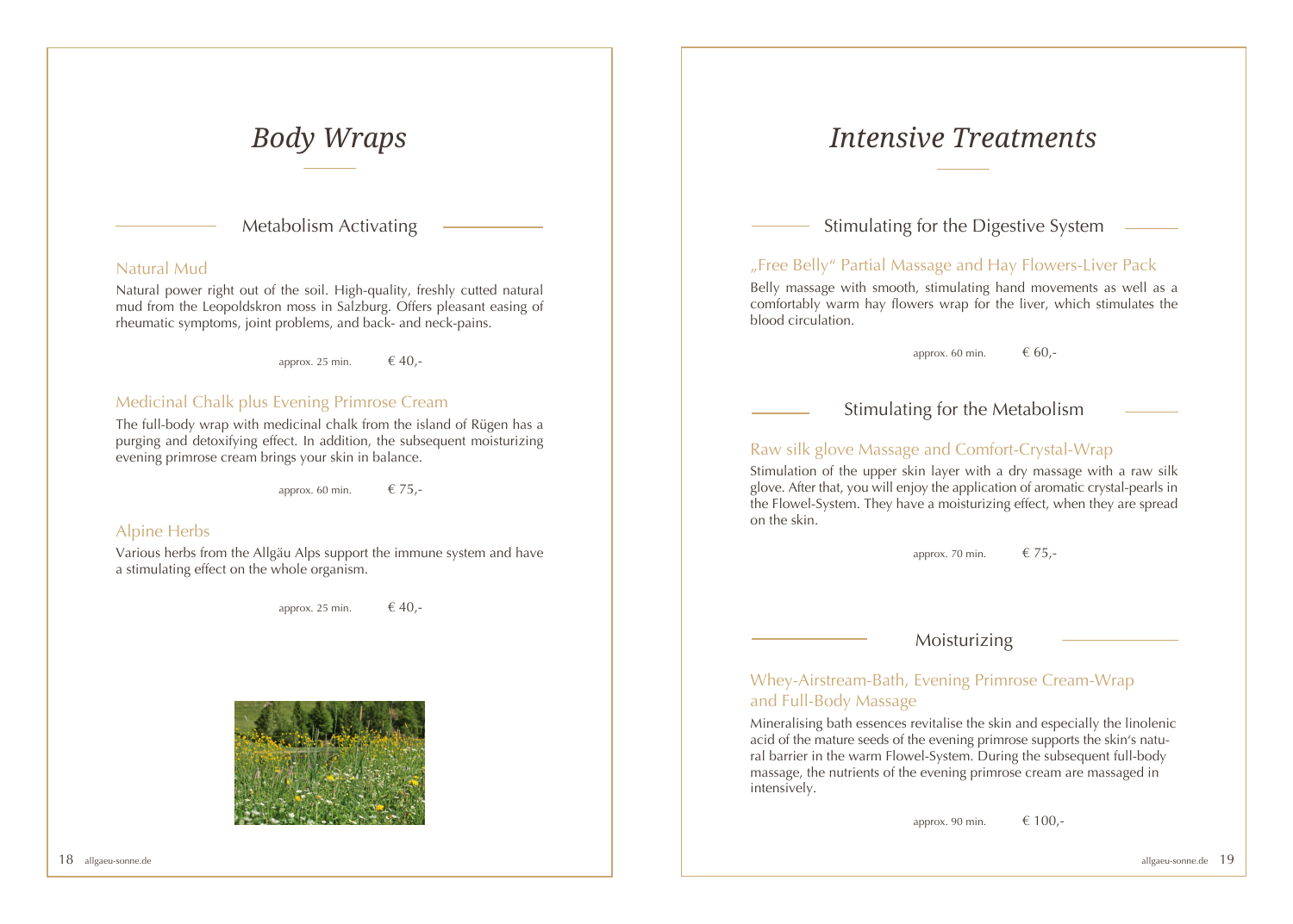# *Body Wraps*

## Metabolism Activating

### Natural Mud

Natural power right out of the soil. High-quality, freshly cutted natural mud from the Leopoldskron moss in Salzburg. Offers pleasant easing of rheumatic symptoms, joint problems, and back- and neck-pains.

approx. 25 min. € 40,-

### Medicinal Chalk plus Evening Primrose Cream

The full-body wrap with medicinal chalk from the island of Rügen has a purging and detoxifying effect. In addition, the subsequent moisturizing evening primrose cream brings your skin in balance.

approx. 60 min. € 75,-

### Alpine Herbs

Various herbs from the Allgäu Alps support the immune system and have a stimulating effect on the whole organism.

approx. 25 min. € 40,-

# *Intensive Treatments*

## Stimulating for the Digestive System

### „Free Belly" Partial Massage and Hay Flowers-Liver Pack

Belly massage with smooth, stimulating hand movements as well as a comfortably warm hay flowers wrap for the liver, which stimulates the blood circulation.

approx. 60 min. € 60,-

## Stimulating for the Metabolism

### Raw silk glove Massage and Comfort-Crystal-Wrap

Stimulation of the upper skin layer with a dry massage with a raw silk glove. After that, you will enjoy the application of aromatic crystal-pearls in the Flowel-System. They have a moisturizing effect, when they are spread on the skin.

approx. 70 min. € 75,-

## Moisturizing

### Whey-Airstream-Bath, Evening Primrose Cream-Wrap and Full-Body Massage

Mineralising bath essences revitalise the skin and especially the linolenic acid of the mature seeds of the evening primrose supports the skin's natural barrier in the warm Flowel-System. During the subsequent full-body massage, the nutrients of the evening primrose cream are massaged in intensively.

approx. 90 min. € 100,-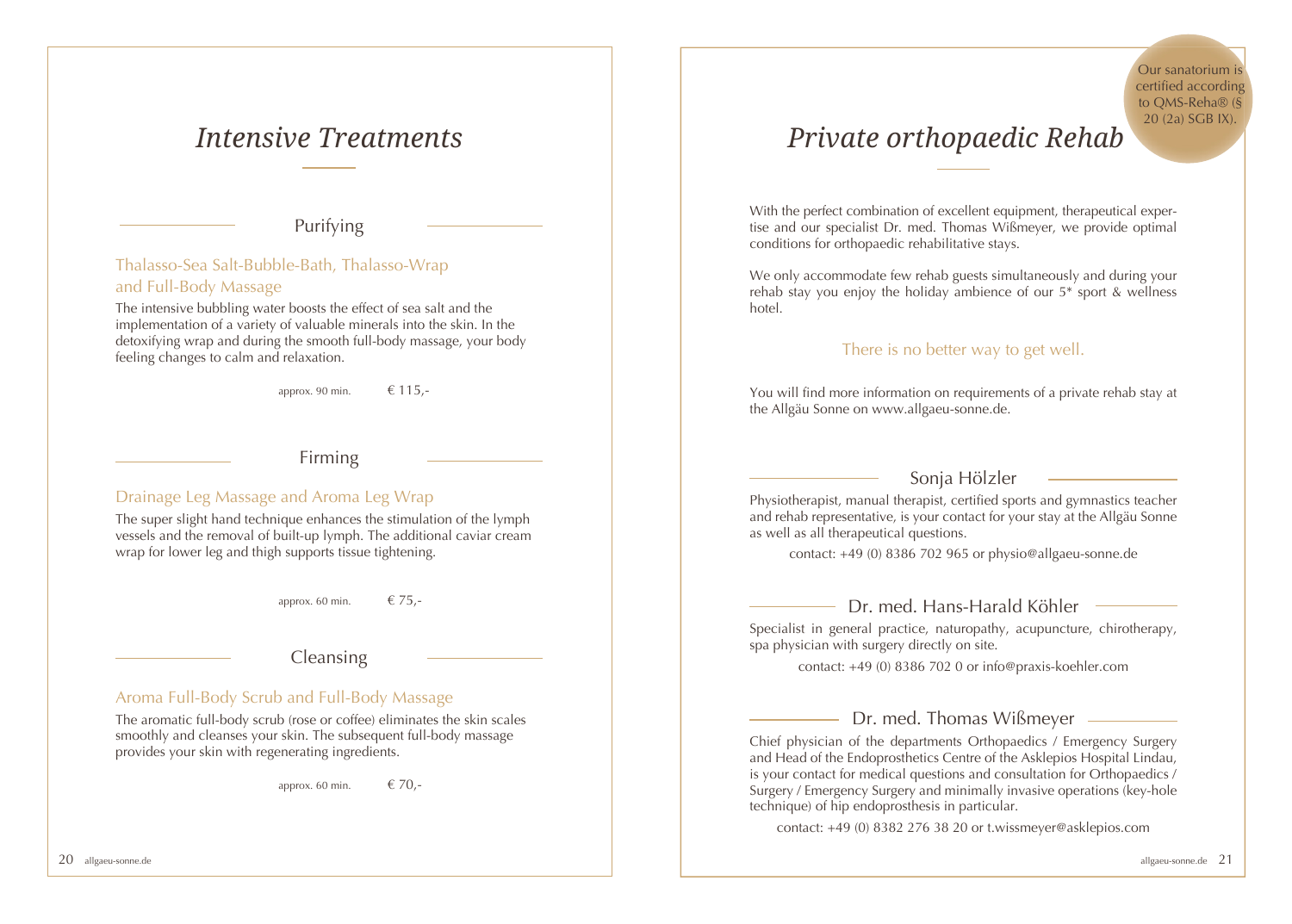# *Intensive Treatments*

## Purifying

### Thalasso-Sea Salt-Bubble-Bath, Thalasso-Wrap and Full-Body Massage

The intensive bubbling water boosts the effect of sea salt and the implementation of a variety of valuable minerals into the skin. In the detoxifying wrap and during the smooth full-body massage, your body feeling changes to calm and relaxation.

approx. 90 min. € 115,-

## Firming

### Drainage Leg Massage and Aroma Leg Wrap

The super slight hand technique enhances the stimulation of the lymph vessels and the removal of built-up lymph. The additional caviar cream wrap for lower leg and thigh supports tissue tightening.

approx. 60 min. € 75,-

## Cleansing

### Aroma Full-Body Scrub and Full-Body Massage

The aromatic full-body scrub (rose or coffee) eliminates the skin scales smoothly and cleanses your skin. The subsequent full-body massage provides your skin with regenerating ingredients.

approx. 60 min. € 70,-

# *Private orthopaedic Rehab*

Our sanatorium is certified according to QMS-Reha® (§ 20 (2a) SGB IX).

With the perfect combination of excellent equipment, therapeutical expertise and our specialist Dr. med. Thomas Wißmeyer, we provide optimal conditions for orthopaedic rehabilitative stays.

We only accommodate few rehab guests simultaneously and during your rehab stay you enjoy the holiday ambience of our 5* sport & wellness hotel.

There is no better way to get well.

You will find more information on requirements of a private rehab stay at the Allgäu Sonne on www.allgaeu-sonne.de.

## Sonja Hölzler

Physiotherapist, manual therapist, certified sports and gymnastics teacher and rehab representative, is your contact for your stay at the Allgäu Sonne as well as all therapeutical questions.

contact: +49 (0) 8386 702 965 or physio@allgaeu-sonne.de

## Dr. med. Hans-Harald Köhler

Specialist in general practice, naturopathy, acupuncture, chirotherapy, spa physician with surgery directly on site.

contact: +49 (0) 8386 702 0 or info@praxis-koehler.com

## Dr. med. Thomas Wißmeyer

Chief physician of the departments Orthopaedics / Emergency Surgery and Head of the Endoprosthetics Centre of the Asklepios Hospital Lindau, is your contact for medical questions and consultation for Orthopaedics / Surgery / Emergency Surgery and minimally invasive operations (key-hole technique) of hip endoprosthesis in particular.

contact: +49 (0) 8382 276 38 20 or t.wissmeyer@asklepios.com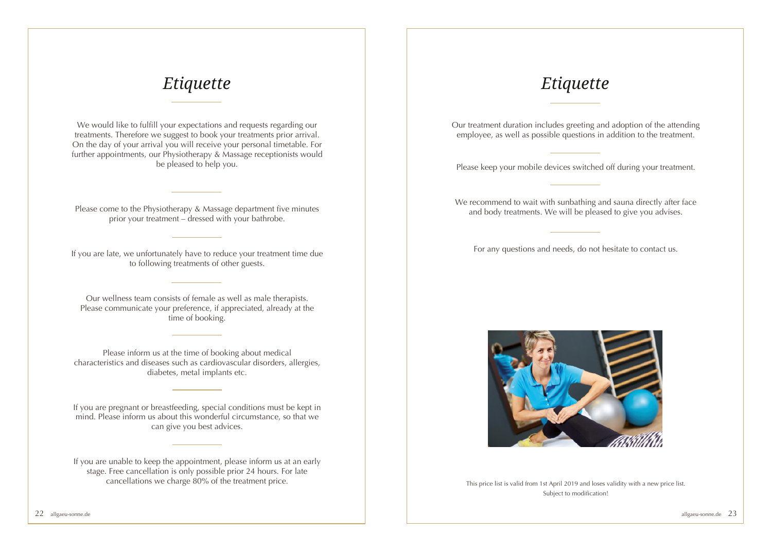# Etiquette

We would like to fulfill your expectations and requests regarding our treatments. Therefore we suggest to book your treatments prior arrival. On the day of your arrival you will receive your personal timetable. For further appointments, our Physiotherapy & Massage receptionists would be pleased to help you.

Please come to the Physiotherapy & Massage department five minutes prior your treatment – dressed with your bathrobe.

If you are late, we unfortunately have to reduce your treatment time due to following treatments of other guests.

Our wellness team consists of female as well as male therapists. Please communicate your preference, if appreciated, already at the time of booking.

Please inform us at the time of booking about medical characteristics and diseases such as cardiovascular disorders, allergies, diabetes, metal implants etc.

If you are pregnant or breastfeeding, special conditions must be kept in mind. Please inform us about this wonderful circumstance, so that we can give you best advices.

If you are unable to keep the appointment, please inform us at an early stage. Free cancellation is only possible prior 24 hours. For late cancellations we charge 80% of the treatment price.

# Etiquette

Our treatment duration includes greeting and adoption of the attending employee, as well as possible questions in addition to the treatment.

Please keep your mobile devices switched off during your treatment.

We recommend to wait with sunbathing and sauna directly after face and body treatments. We will be pleased to give you advises.

For any questions and needs, do not hesitate to contact us.

This price list is valid from 1st April 2019 and loses validity with a new price list.
Subject to modification!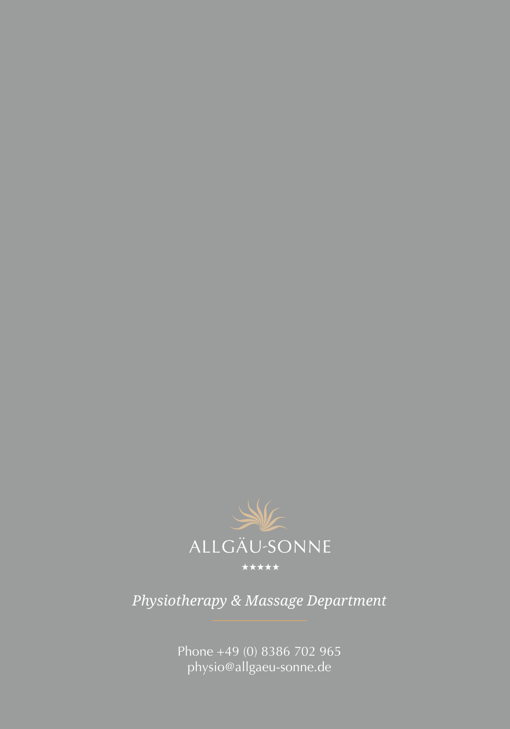ALLGÄU-SONNE

★★★★★

*Physiotherapy & Massage Department*

Phone +49 (0) 8386 702 965
physio@allgaeu-sonne.de